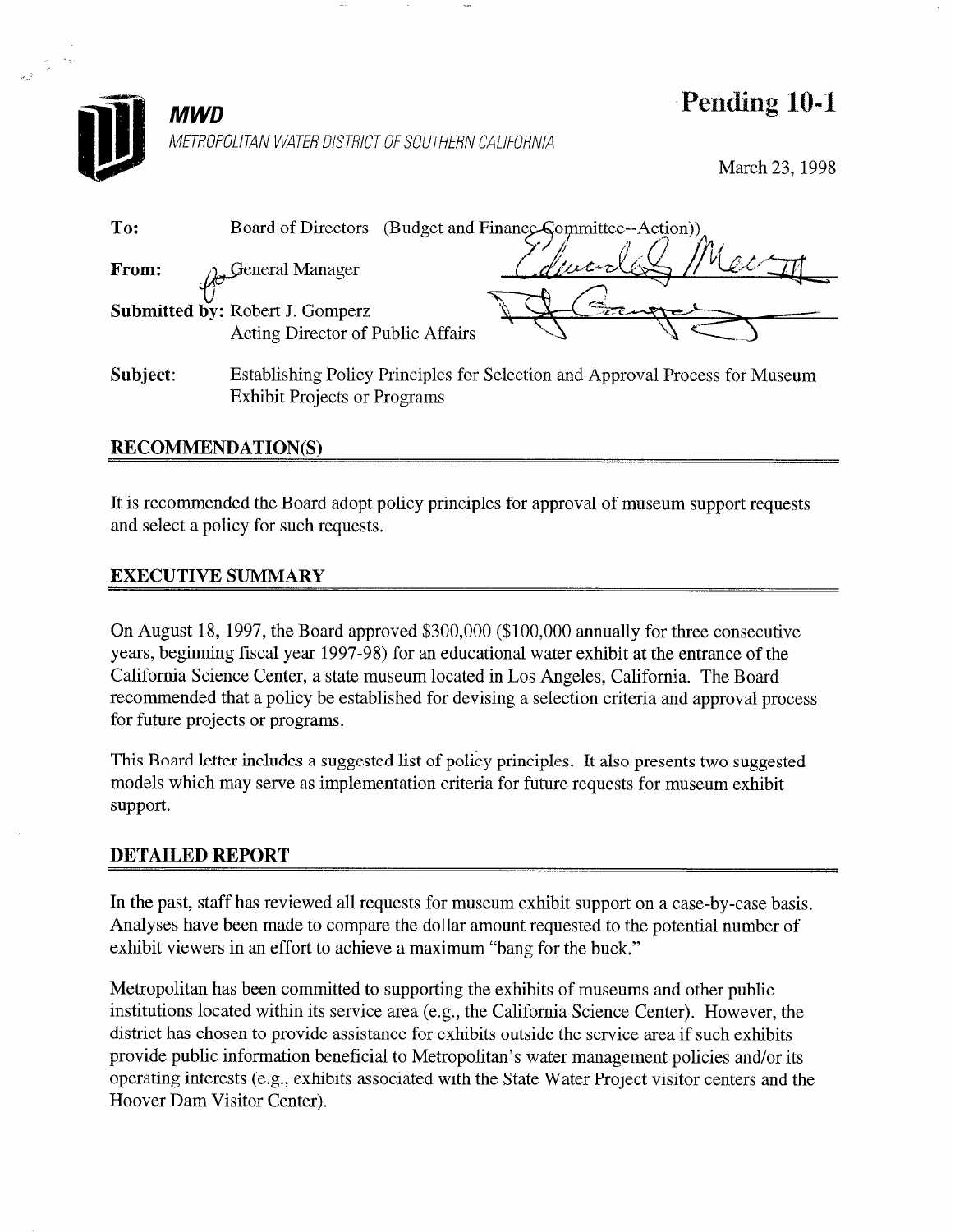**MWD**

*METROPOLITAN WATER DISTRICT OF SOUTHERN CALIFORNIA*

# Pending 10-1

March 23, 1998

**To:** Board of Directors (Budget and Finance Committee--Action))

**From:** General Manager

**Submitted by:** Robert J. Gomperz
Acting Director of Public Affairs

**Subject:** Establishing Policy Principles for Selection and Approval Process for Museum Exhibit Projects or Programs

## RECOMMENDATION(S)

It is recommended the Board adopt policy principles for approval of museum support requests and select a policy for such requests.

## EXECUTIVE SUMMARY

On August 18, 1997, the Board approved $300,000 ($100,000 annually for three consecutive years, beginning fiscal year 1997-98) for an educational water exhibit at the entrance of the California Science Center, a state museum located in Los Angeles, California. The Board recommended that a policy be established for devising a selection criteria and approval process for future projects or programs.

This Board letter includes a suggested list of policy principles. It also presents two suggested models which may serve as implementation criteria for future requests for museum exhibit support.

## DETAILED REPORT

In the past, staff has reviewed all requests for museum exhibit support on a case-by-case basis. Analyses have been made to compare the dollar amount requested to the potential number of exhibit viewers in an effort to achieve a maximum "bang for the buck."

Metropolitan has been committed to supporting the exhibits of museums and other public institutions located within its service area (e.g., the California Science Center). However, the district has chosen to provide assistance for exhibits outside the service area if such exhibits provide public information beneficial to Metropolitan's water management policies and/or its operating interests (e.g., exhibits associated with the State Water Project visitor centers and the Hoover Dam Visitor Center).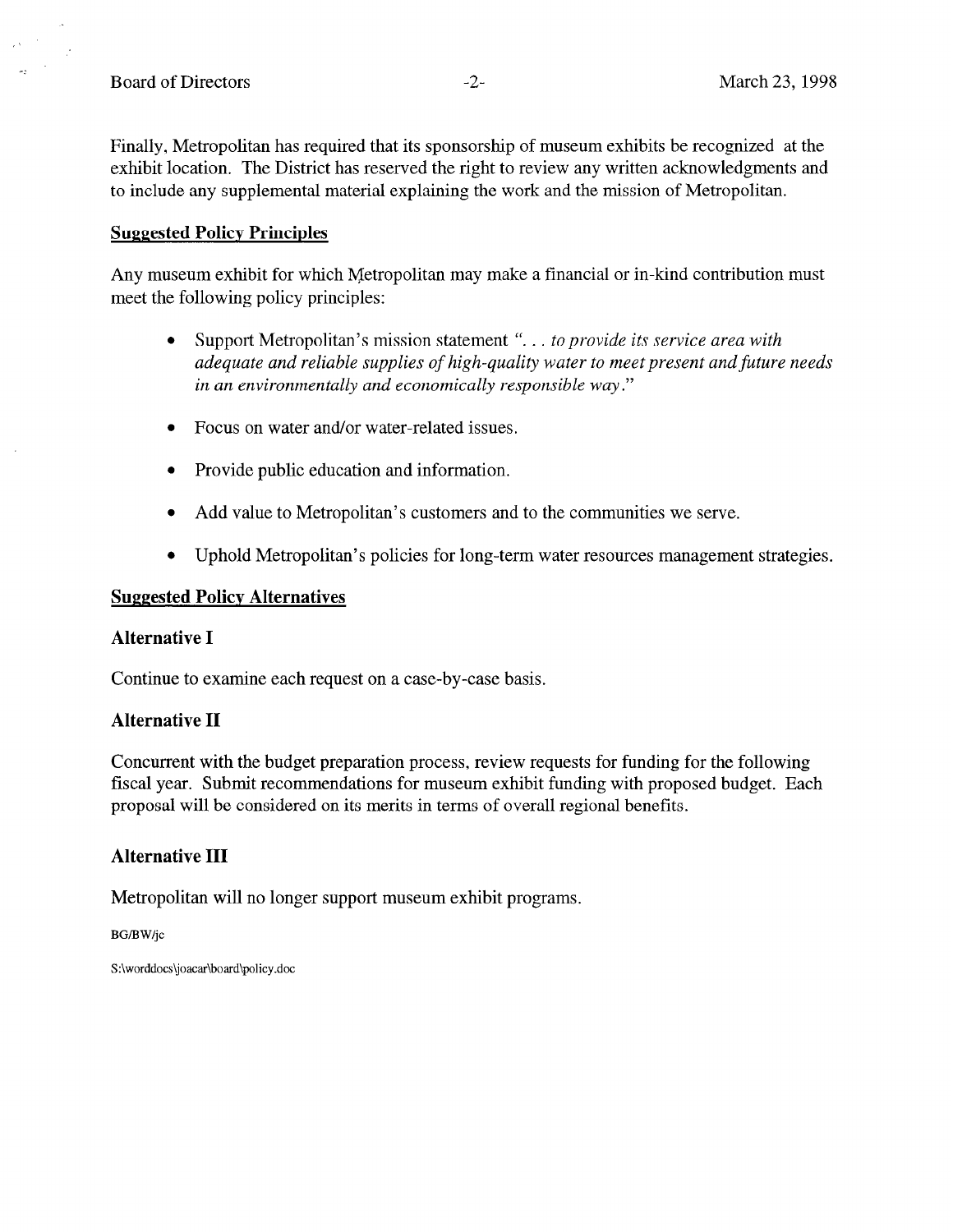Finally, Metropolitan has required that its sponsorship of museum exhibits be recognized at the exhibit location. The District has reserved the right to review any written acknowledgments and to include any supplemental material explaining the work and the mission of Metropolitan.

## Suggested Policy Principles

Any museum exhibit for which Metropolitan may make a financial or in-kind contribution must meet the following policy principles:

- Support Metropolitan's mission statement "*. . . to provide its service area with adequate and reliable supplies of high-quality water to meet present and future needs in an environmentally and economically responsible way.*"
- Focus on water and/or water-related issues.
- Provide public education and information.
- Add value to Metropolitan's customers and to the communities we serve.
- Uphold Metropolitan's policies for long-term water resources management strategies.

## Suggested Policy Alternatives

### Alternative I

Continue to examine each request on a case-by-case basis.

### Alternative II

Concurrent with the budget preparation process, review requests for funding for the following fiscal year. Submit recommendations for museum exhibit funding with proposed budget. Each proposal will be considered on its merits in terms of overall regional benefits.

### Alternative III

Metropolitan will no longer support museum exhibit programs.

BG/BW/jc

S:\worddocs\joacar\board\policy.doc